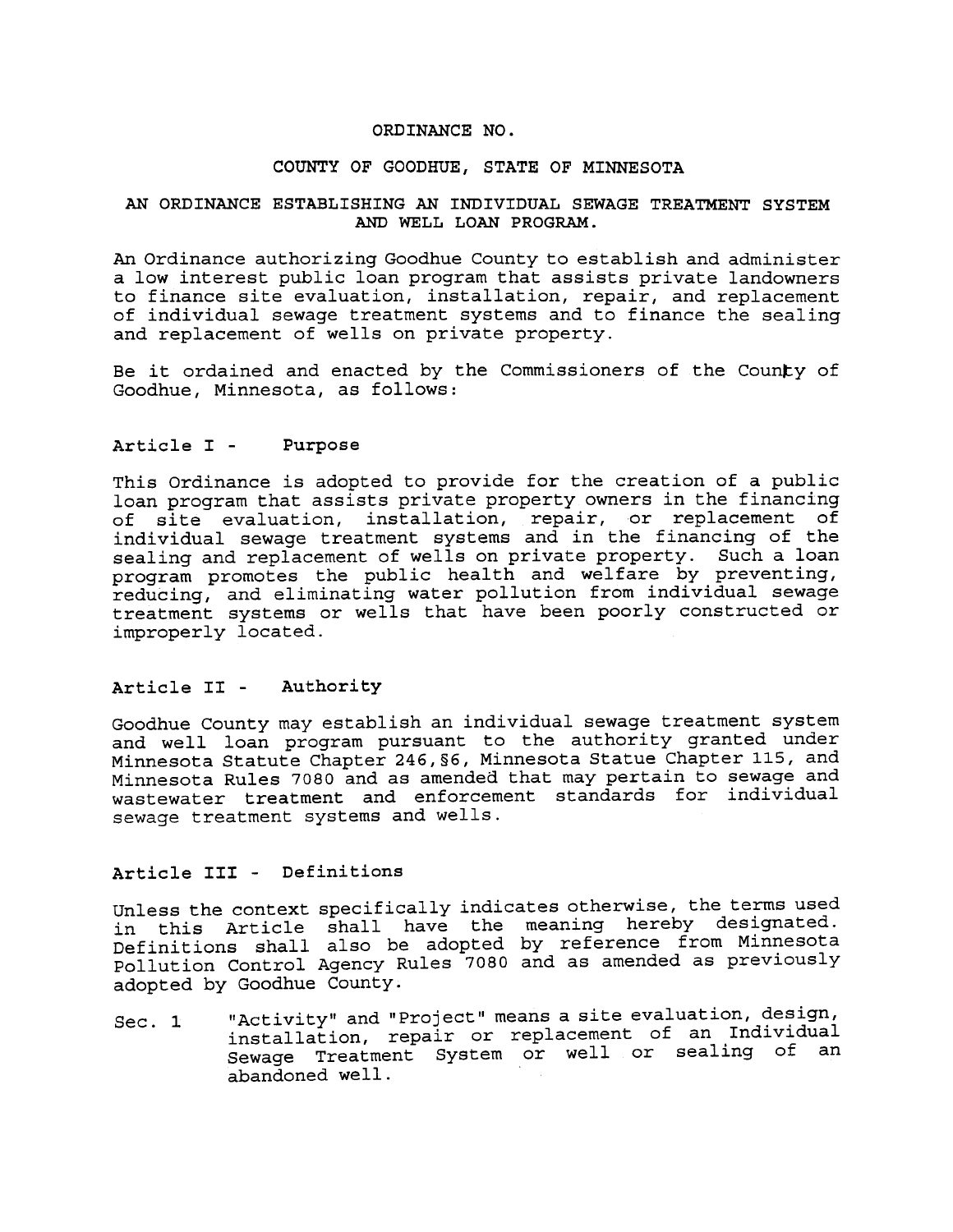ORDINANCE NO.

COUNTY OF GOODHUE, STATE OF MINNESOTA

AN ORDINANCE ESTABLISHING AN INDIVIDUAL SEWAGE TREATMENT SYSTEM AND WELL LOAN PROGRAM.

An Ordinance authorizing Goodhue County to establish and administer a low interest public loan program that assists private landowners to finance site evaluation, installation, repair, and replacement of individual sewage treatment systems and to finance the sealing and replacement of wells on private property.

Be it ordained and enacted by the Commissioners of the County of Goodhue, Minnesota, as follows:

## Article I - Purpose

This Ordinance is adopted to provide for the creation of a public loan program that assists private property owners in the financing of site evaluation, installation, repair, or replacement of individual sewage treatment systems and in the financing of the sealing and replacement of wells on private property. Such a loan program promotes the public health and welfare by preventing, reducing, and eliminating water pollution from individual sewage treatment systems or wells that have been poorly constructed or improperly located.

## Article II - Authority

Goodhue County may establish an individual sewage treatment system and well loan program pursuant to the authority granted under Minnesota Statute Chapter 246, §6, Minnesota Statue Chapter 115, and Minnesota Rules 7080 and as amended that may pertain to sewage and wastewater treatment and enforcement standards for individual sewage treatment systems and wells.

## Article III - Definitions

Unless the context specifically indicates otherwise, the terms used in this Article shall have the meaning hereby designated. Definitions shall also be adopted by reference from Minnesota Pollution Control Agency Rules 7080 and as amended as previously adopted by Goodhue County.

Sec. 1 "Activity" and "Project" means a site evaluation, design, installation, repair or replacement of an Individual Sewage Treatment System or well or sealing of an abandoned well.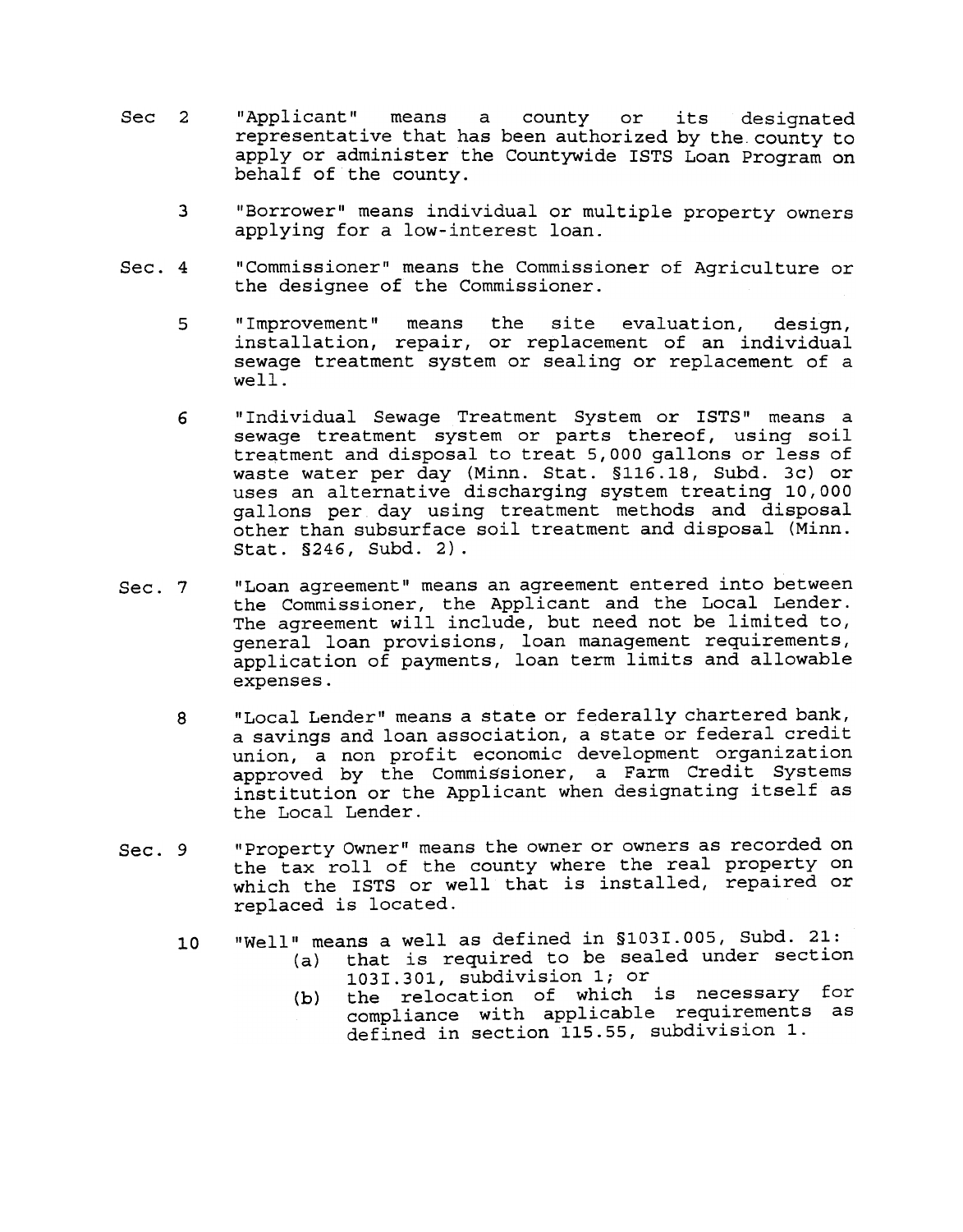Sec 2 "Applicant" means a county or its designated representative that has been authorized by the county to apply or administer the Countywide ISTS Loan Program on behalf of the county.

3 "Borrower" means individual or multiple property owners applying for a low-interest loan.

Sec. 4 "Commissioner" means the Commissioner of Agriculture or the designee of the Commissioner.

5 "Improvement" means the site evaluation, design, installation, repair, or replacement of an individual sewage treatment system or sealing or replacement of a well.

6 "Individual Sewage Treatment System or ISTS" means a sewage treatment system or parts thereof, using soil treatment and disposal to treat 5,000 gallons or less of waste water per day (Minn. Stat. §116.18, Subd. 3c) or uses an alternative discharging system treating 10,000 gallons per day using treatment methods and disposal other than subsurface soil treatment and disposal (Minn. Stat. §246, Subd. 2).

Sec. 7 "Loan agreement" means an agreement entered into between the Commissioner, the Applicant and the Local Lender. The agreement will include, but need not be limited to, general loan provisions, loan management requirements, application of payments, loan term limits and allowable expenses.

8 "Local Lender" means a state or federally chartered bank, a savings and loan association, a state or federal credit union, a non profit economic development organization approved by the Commissioner, a Farm Credit Systems institution or the Applicant when designating itself as the Local Lender.

Sec. 9 "Property Owner" means the owner or owners as recorded on the tax roll of the county where the real property on which the ISTS or well that is installed, repaired or replaced is located.

10 "Well" means a well as defined in §103I.005, Subd. 21:

(a) that is required to be sealed under section 103I.301, subdivision 1; or

(b) the relocation of which is necessary for compliance with applicable requirements as defined in section 115.55, subdivision 1.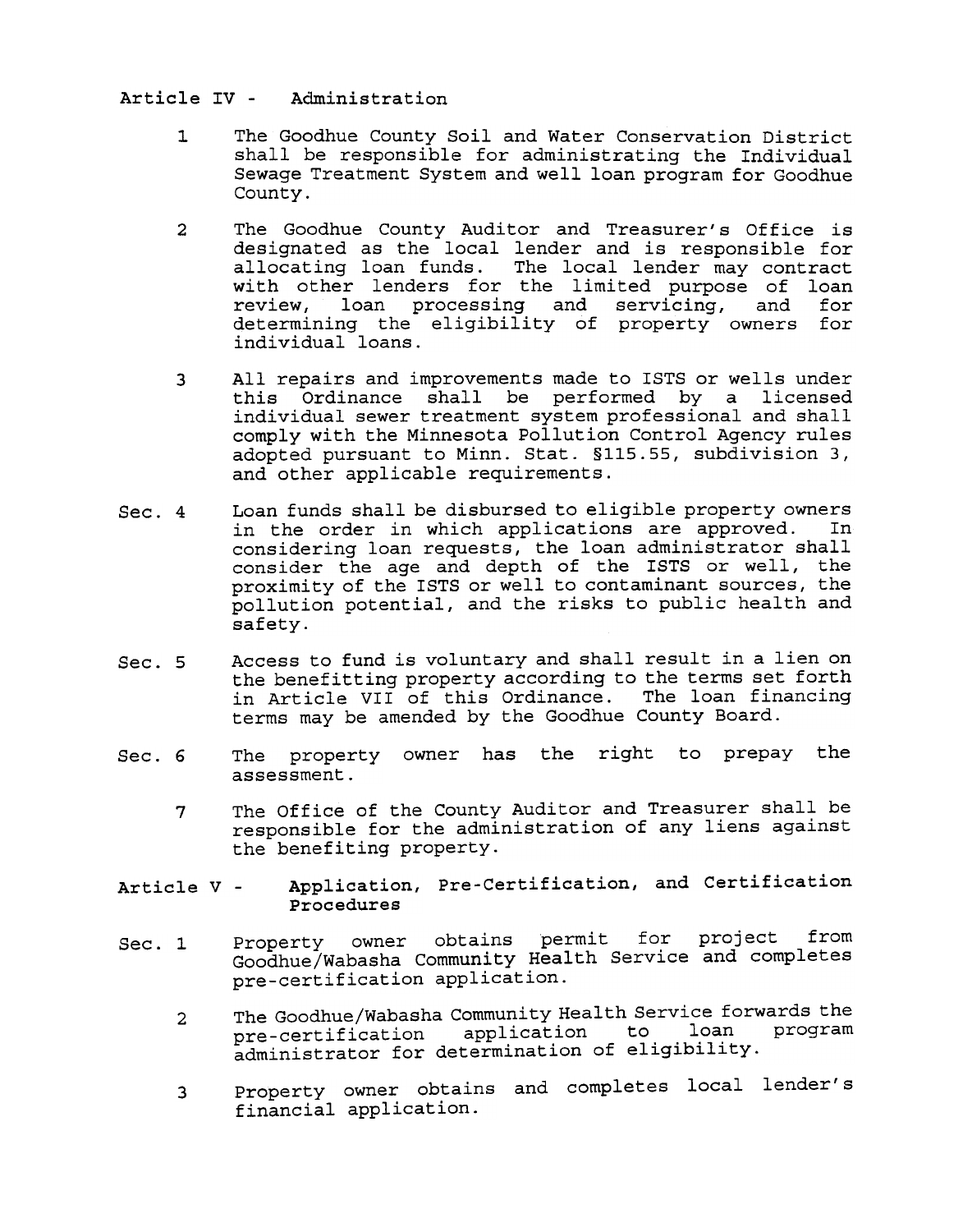## Article IV - Administration

1 The Goodhue County Soil and Water Conservation District shall be responsible for administrating the Individual Sewage Treatment System and well loan program for Goodhue County.

2 The Goodhue County Auditor and Treasurer's Office is designated as the local lender and is responsible for allocating loan funds. The local lender may contract with other lenders for the limited purpose of loan review, loan processing and servicing, and for determining the eligibility of property owners for individual loans.

3 All repairs and improvements made to ISTS or wells under this Ordinance shall be performed by a licensed individual sewer treatment system professional and shall comply with the Minnesota Pollution Control Agency rules adopted pursuant to Minn. Stat. §115.55, subdivision 3, and other applicable requirements.

Sec. 4 Loan funds shall be disbursed to eligible property owners in the order in which applications are approved. In considering loan requests, the loan administrator shall consider the age and depth of the ISTS or well, the proximity of the ISTS or well to contaminant sources, the pollution potential, and the risks to public health and safety.

Sec. 5 Access to fund is voluntary and shall result in a lien on the benefitting property according to the terms set forth in Article VII of this Ordinance. The loan financing terms may be amended by the Goodhue County Board.

Sec. 6 The property owner has the right to prepay the assessment.

7 The Office of the County Auditor and Treasurer shall be responsible for the administration of any liens against the benefiting property.

## Article V - Application, Pre-Certification, and Certification Procedures

Sec. 1 Property owner obtains permit for project from Goodhue/Wabasha Community Health Service and completes pre-certification application.

2 The Goodhue/Wabasha Community Health Service forwards the pre-certification application to loan program administrator for determination of eligibility.

3 Property owner obtains and completes local lender's financial application.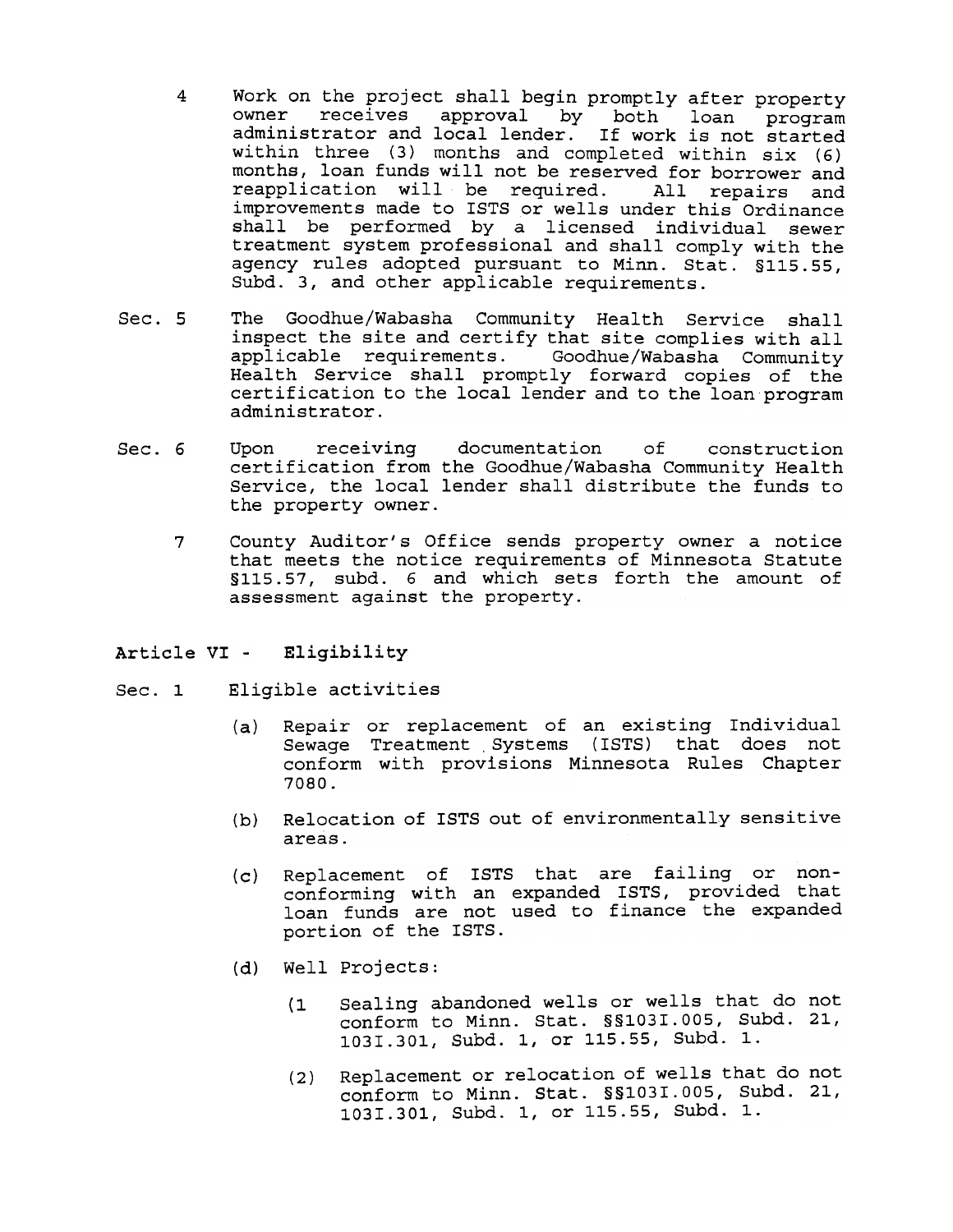4 Work on the project shall begin promptly after property owner receives approval by both loan program administrator and local lender. If work is not started within three (3) months and completed within six (6) months, loan funds will not be reserved for borrower and reapplication will be required. All repairs and improvements made to ISTS or wells under this Ordinance shall be performed by a licensed individual sewer treatment system professional and shall comply with the agency rules adopted pursuant to Minn. Stat. §115.55, Subd. 3, and other applicable requirements.

Sec. 5 The Goodhue/Wabasha Community Health Service shall inspect the site and certify that site complies with all applicable requirements. Goodhue/Wabasha Community Health Service shall promptly forward copies of the certification to the local lender and to the loan program administrator.

Sec. 6 Upon receiving documentation of construction certification from the Goodhue/Wabasha Community Health Service, the local lender shall distribute the funds to the property owner.

7 County Auditor's Office sends property owner a notice that meets the notice requirements of Minnesota Statute §115.57, subd. 6 and which sets forth the amount of assessment against the property.

**Article VI - Eligibility**

Sec. 1 Eligible activities

(a) Repair or replacement of an existing Individual Sewage Treatment Systems (ISTS) that does not conform with provisions Minnesota Rules Chapter 7080.

(b) Relocation of ISTS out of environmentally sensitive areas.

(c) Replacement of ISTS that are failing or non-conforming with an expanded ISTS, provided that loan funds are not used to finance the expanded portion of the ISTS.

(d) Well Projects:

(1 Sealing abandoned wells or wells that do not conform to Minn. Stat. §§103I.005, Subd. 21, 103I.301, Subd. 1, or 115.55, Subd. 1.

(2) Replacement or relocation of wells that do not conform to Minn. Stat. §§103I.005, Subd. 21, 103I.301, Subd. 1, or 115.55, Subd. 1.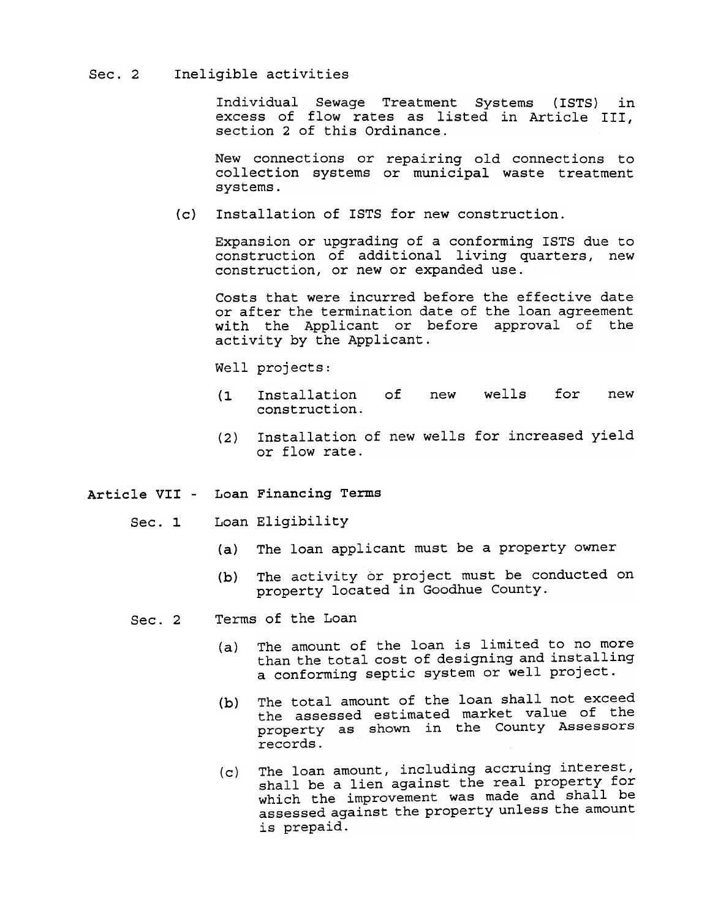Sec. 2 Ineligible activities

Individual Sewage Treatment Systems (ISTS) in excess of flow rates as listed in Article III, section 2 of this Ordinance.

New connections or repairing old connections to collection systems or municipal waste treatment systems.

(c) Installation of ISTS for new construction.

Expansion or upgrading of a conforming ISTS due to construction of additional living quarters, new construction, or new or expanded use.

Costs that were incurred before the effective date or after the termination date of the loan agreement with the Applicant or before approval of the activity by the Applicant.

Well projects:

(1 Installation of new wells for new construction.

(2) Installation of new wells for increased yield or flow rate.

**Article VII - Loan Financing Terms**

Sec. 1 Loan Eligibility

(a) The loan applicant must be a property owner

(b) The activity or project must be conducted on property located in Goodhue County.

Sec. 2 Terms of the Loan

(a) The amount of the loan is limited to no more than the total cost of designing and installing a conforming septic system or well project.

(b) The total amount of the loan shall not exceed the assessed estimated market value of the property as shown in the County Assessors records.

(c) The loan amount, including accruing interest, shall be a lien against the real property for which the improvement was made and shall be assessed against the property unless the amount is prepaid.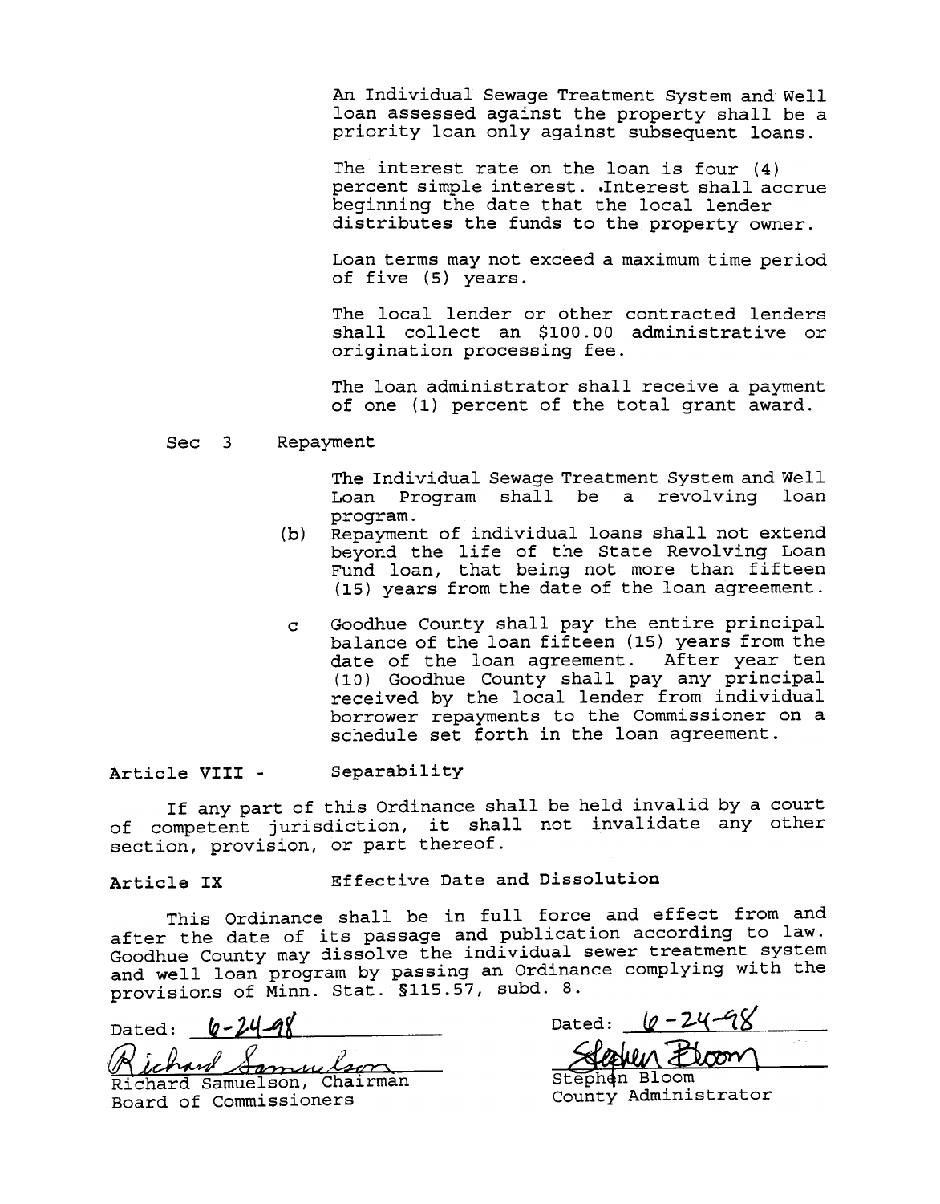An Individual Sewage Treatment System and Well loan assessed against the property shall be a priority loan only against subsequent loans.

The interest rate on the loan is four (4) percent simple interest. .Interest shall accrue beginning the date that the local lender distributes the funds to the property owner.

Loan terms may not exceed a maximum time period of five (5) years.

The local lender or other contracted lenders shall collect an $100.00 administrative or origination processing fee.

The loan administrator shall receive a payment of one (1) percent of the total grant award.

Sec 3 Repayment

The Individual Sewage Treatment System and Well Loan Program shall be a revolving loan program.

(b) Repayment of individual loans shall not extend beyond the life of the State Revolving Loan Fund loan, that being not more than fifteen (15) years from the date of the loan agreement.

c Goodhue County shall pay the entire principal balance of the loan fifteen (15) years from the date of the loan agreement. After year ten (10) Goodhue County shall pay any principal received by the local lender from individual borrower repayments to the Commissioner on a schedule set forth in the loan agreement.

**Article VIII - Separability**

If any part of this Ordinance shall be held invalid by a court of competent jurisdiction, it shall not invalidate any other section, provision, or part thereof.

**Article IX Effective Date and Dissolution**

This Ordinance shall be in full force and effect from and after the date of its passage and publication according to law. Goodhue County may dissolve the individual sewer treatment system and well loan program by passing an Ordinance complying with the provisions of Minn. Stat. §115.57, subd. 8.

Dated: 6-24-98

Richard Samuelson

Richard Samuelson, Chairman
Board of Commissioners

Dated: 6-24-98

Stephen Bloom

Stephen Bloom
County Administrator